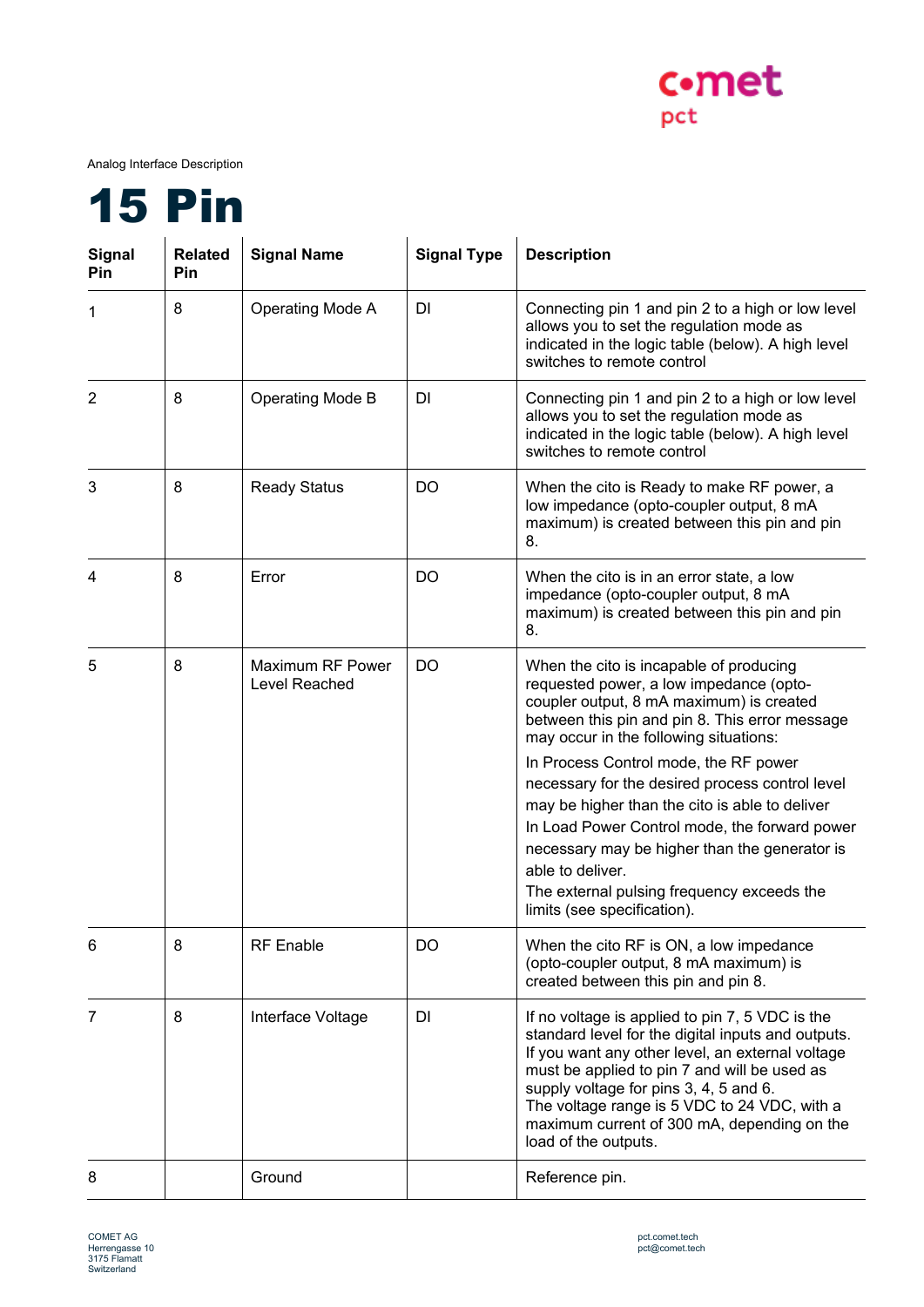Analog Interface Description

# 15 Pin

| Signal Pin | Related Pin | Signal Name | Signal Type | Description |
|---|---|---|---|---|
| 1 | 8 | Operating Mode A | DI | Connecting pin 1 and pin 2 to a high or low level allows you to set the regulation mode as indicated in the logic table (below). A high level switches to remote control |
| 2 | 8 | Operating Mode B | DI | Connecting pin 1 and pin 2 to a high or low level allows you to set the regulation mode as indicated in the logic table (below). A high level switches to remote control |
| 3 | 8 | Ready Status | DO | When the cito is Ready to make RF power, a low impedance (opto-coupler output, 8 mA maximum) is created between this pin and pin 8. |
| 4 | 8 | Error | DO | When the cito is in an error state, a low impedance (opto-coupler output, 8 mA maximum) is created between this pin and pin 8. |
| 5 | 8 | Maximum RF Power Level Reached | DO | When the cito is incapable of producing requested power, a low impedance (opto-coupler output, 8 mA maximum) is created between this pin and pin 8. This error message may occur in the following situations:<br>In Process Control mode, the RF power necessary for the desired process control level may be higher than the cito is able to deliver<br>In Load Power Control mode, the forward power necessary may be higher than the generator is able to deliver.<br>The external pulsing frequency exceeds the limits (see specification). |
| 6 | 8 | RF Enable | DO | When the cito RF is ON, a low impedance (opto-coupler output, 8 mA maximum) is created between this pin and pin 8. |
| 7 | 8 | Interface Voltage | DI | If no voltage is applied to pin 7, 5 VDC is the standard level for the digital inputs and outputs. If you want any other level, an external voltage must be applied to pin 7 and will be used as supply voltage for pins 3, 4, 5 and 6.<br>The voltage range is 5 VDC to 24 VDC, with a maximum current of 300 mA, depending on the load of the outputs. |
| 8 | | Ground | | Reference pin. |

COMET AG
Herrengasse 10
3175 Flamatt
Switzerland

pct.comet.tech
pct@comet.tech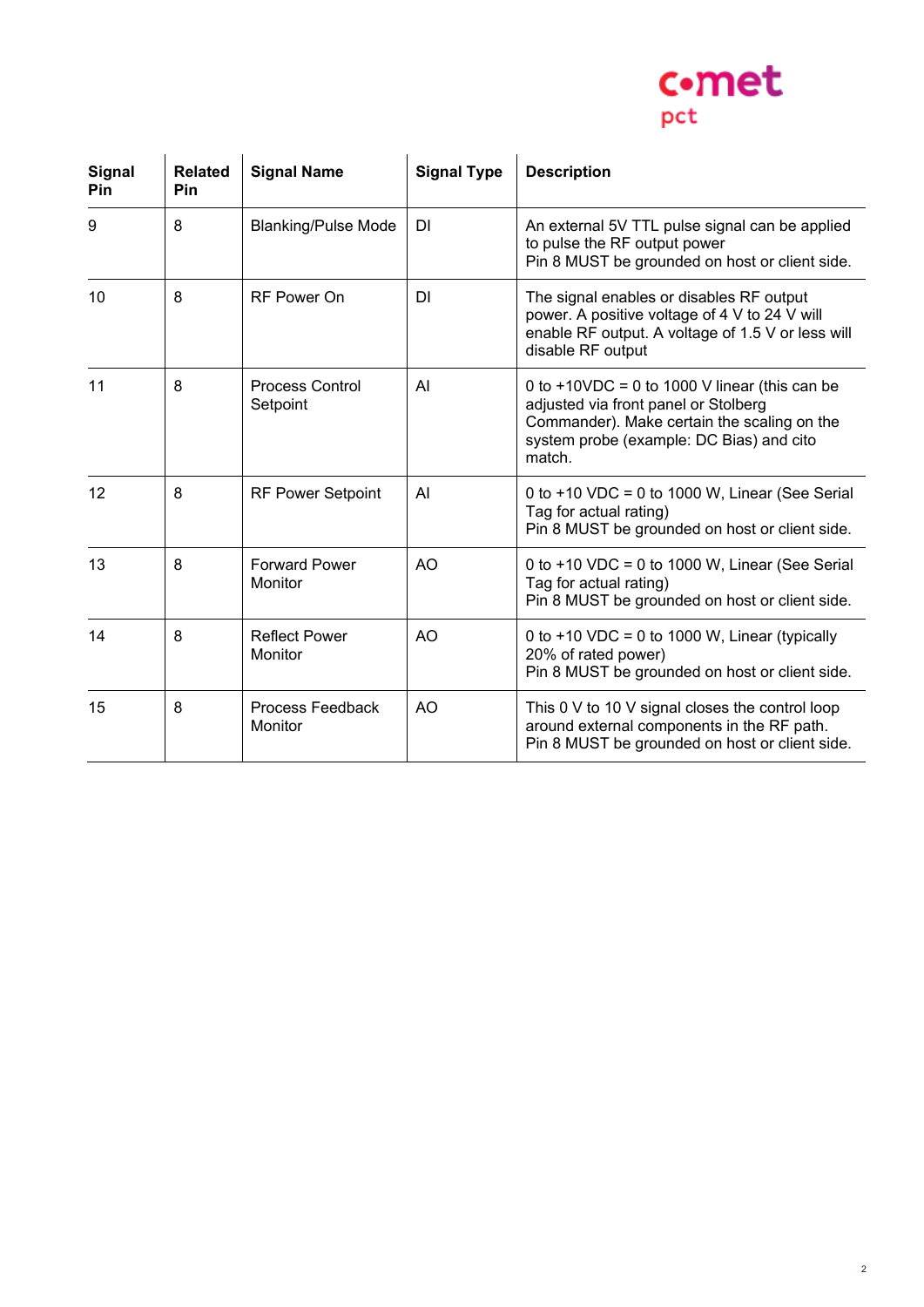| Signal Pin | Related Pin | Signal Name | Signal Type | Description |
|---|---|---|---|---|
| 9 | 8 | Blanking/Pulse Mode | DI | An external 5V TTL pulse signal can be applied to pulse the RF output power<br>Pin 8 MUST be grounded on host or client side. |
| 10 | 8 | RF Power On | DI | The signal enables or disables RF output power. A positive voltage of 4 V to 24 V will enable RF output. A voltage of 1.5 V or less will disable RF output |
| 11 | 8 | Process Control Setpoint | AI | 0 to +10VDC = 0 to 1000 V linear (this can be adjusted via front panel or Stolberg Commander). Make certain the scaling on the system probe (example: DC Bias) and cito match. |
| 12 | 8 | RF Power Setpoint | AI | 0 to +10 VDC = 0 to 1000 W, Linear (See Serial Tag for actual rating)<br>Pin 8 MUST be grounded on host or client side. |
| 13 | 8 | Forward Power Monitor | AO | 0 to +10 VDC = 0 to 1000 W, Linear (See Serial Tag for actual rating)<br>Pin 8 MUST be grounded on host or client side. |
| 14 | 8 | Reflect Power Monitor | AO | 0 to +10 VDC = 0 to 1000 W, Linear (typically 20% of rated power)<br>Pin 8 MUST be grounded on host or client side. |
| 15 | 8 | Process Feedback Monitor | AO | This 0 V to 10 V signal closes the control loop around external components in the RF path.<br>Pin 8 MUST be grounded on host or client side. |